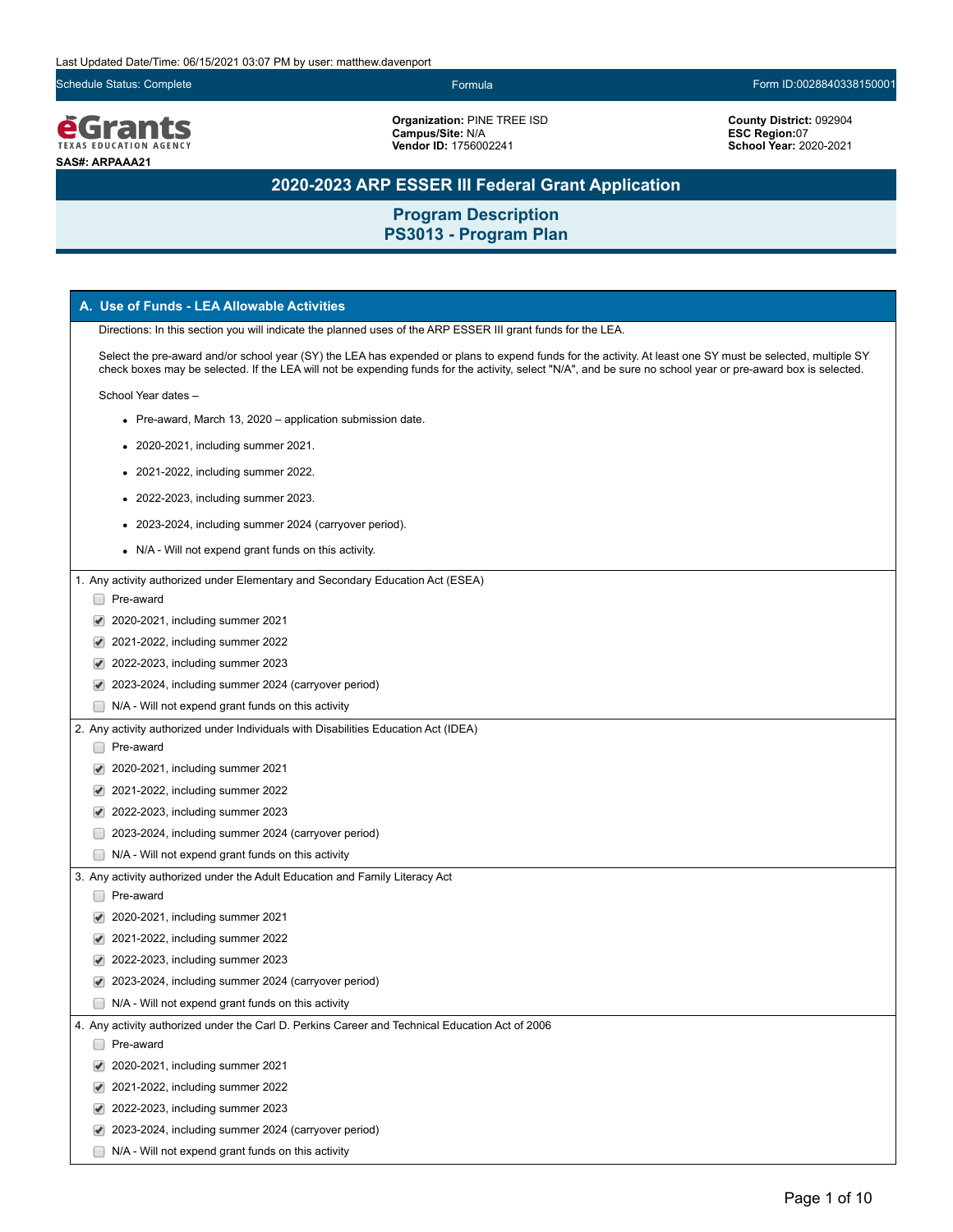Last Updated Date/Time: 06/15/2021 03:07 PM by user: matthew.davenport

Schedule Status: Complete | Formula | Form ID:0028840338150001

**eGrants** TEXAS EDUCATION AGENCY

**SAS#: ARPAAA21**

**Organization:** PINE TREE ISD
**Campus/Site:** N/A
**Vendor ID:** 1756002241

**County District:** 092904
**ESC Region:** 07
**School Year:** 2020-2021

# 2020-2023 ARP ESSER III Federal Grant Application

## Program Description
## PS3013 - Program Plan

### A. Use of Funds - LEA Allowable Activities

Directions: In this section you will indicate the planned uses of the ARP ESSER III grant funds for the LEA.

Select the pre-award and/or school year (SY) the LEA has expended or plans to expend funds for the activity. At least one SY must be selected, multiple SY check boxes may be selected. If the LEA will not be expending funds for the activity, select "N/A", and be sure no school year or pre-award box is selected.

School Year dates –

- Pre-award, March 13, 2020 – application submission date.
- 2020-2021, including summer 2021.
- 2021-2022, including summer 2022.
- 2022-2023, including summer 2023.
- 2023-2024, including summer 2024 (carryover period).
- N/A - Will not expend grant funds on this activity.

1. Any activity authorized under Elementary and Secondary Education Act (ESEA)
   - [ ] Pre-award
   - [x] 2020-2021, including summer 2021
   - [x] 2021-2022, including summer 2022
   - [x] 2022-2023, including summer 2023
   - [x] 2023-2024, including summer 2024 (carryover period)
   - [ ] N/A - Will not expend grant funds on this activity

2. Any activity authorized under Individuals with Disabilities Education Act (IDEA)
   - [ ] Pre-award
   - [x] 2020-2021, including summer 2021
   - [x] 2021-2022, including summer 2022
   - [x] 2022-2023, including summer 2023
   - [ ] 2023-2024, including summer 2024 (carryover period)
   - [ ] N/A - Will not expend grant funds on this activity

3. Any activity authorized under the Adult Education and Family Literacy Act
   - [ ] Pre-award
   - [x] 2020-2021, including summer 2021
   - [x] 2021-2022, including summer 2022
   - [x] 2022-2023, including summer 2023
   - [x] 2023-2024, including summer 2024 (carryover period)
   - [ ] N/A - Will not expend grant funds on this activity

4. Any activity authorized under the Carl D. Perkins Career and Technical Education Act of 2006
   - [ ] Pre-award
   - [x] 2020-2021, including summer 2021
   - [x] 2021-2022, including summer 2022
   - [x] 2022-2023, including summer 2023
   - [x] 2023-2024, including summer 2024 (carryover period)
   - [ ] N/A - Will not expend grant funds on this activity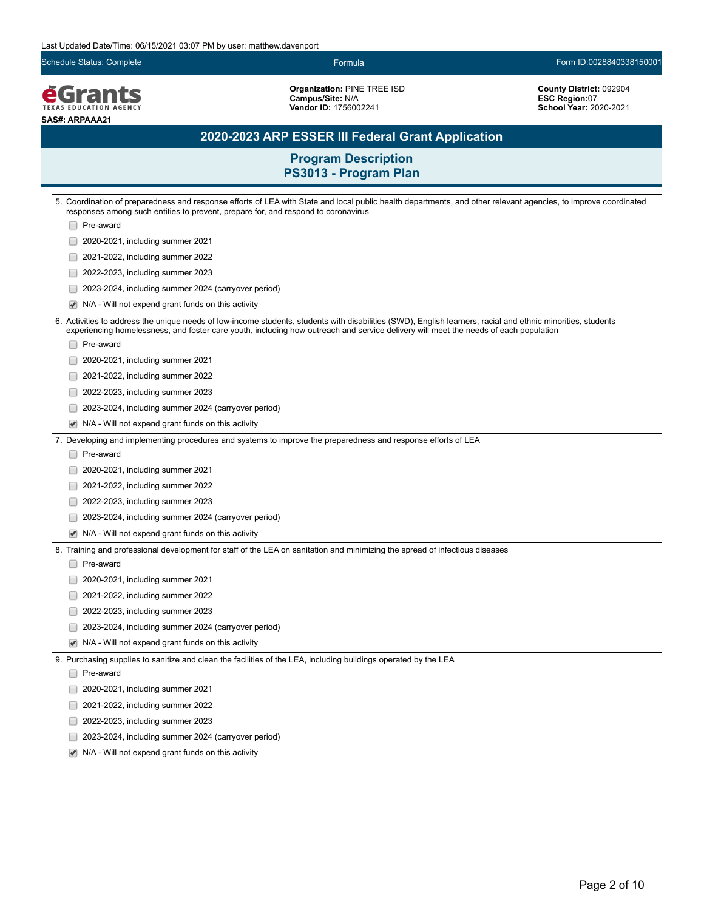Last Updated Date/Time: 06/15/2021 03:07 PM by user: matthew.davenport

Schedule Status: Complete | Formula | Form ID:0028840338150001

**Organization:** PINE TREE ISD
**Campus/Site:** N/A
**Vendor ID:** 1756002241

**County District:** 092904
**ESC Region:**07
**School Year:** 2020-2021

**SAS#: ARPAAA21**

# 2020-2023 ARP ESSER III Federal Grant Application

## Program Description
## PS3013 - Program Plan

5. Coordination of preparedness and response efforts of LEA with State and local public health departments, and other relevant agencies, to improve coordinated responses among such entities to prevent, prepare for, and respond to coronavirus

- [ ] Pre-award
- [ ] 2020-2021, including summer 2021
- [ ] 2021-2022, including summer 2022
- [ ] 2022-2023, including summer 2023
- [ ] 2023-2024, including summer 2024 (carryover period)
- [x] N/A - Will not expend grant funds on this activity

6. Activities to address the unique needs of low-income students, students with disabilities (SWD), English learners, racial and ethnic minorities, students experiencing homelessness, and foster care youth, including how outreach and service delivery will meet the needs of each population

- [ ] Pre-award
- [ ] 2020-2021, including summer 2021
- [ ] 2021-2022, including summer 2022
- [ ] 2022-2023, including summer 2023
- [ ] 2023-2024, including summer 2024 (carryover period)
- [x] N/A - Will not expend grant funds on this activity

7. Developing and implementing procedures and systems to improve the preparedness and response efforts of LEA

- [ ] Pre-award
- [ ] 2020-2021, including summer 2021
- [ ] 2021-2022, including summer 2022
- [ ] 2022-2023, including summer 2023
- [ ] 2023-2024, including summer 2024 (carryover period)
- [x] N/A - Will not expend grant funds on this activity

8. Training and professional development for staff of the LEA on sanitation and minimizing the spread of infectious diseases

- [ ] Pre-award
- [ ] 2020-2021, including summer 2021
- [ ] 2021-2022, including summer 2022
- [ ] 2022-2023, including summer 2023
- [ ] 2023-2024, including summer 2024 (carryover period)
- [x] N/A - Will not expend grant funds on this activity

9. Purchasing supplies to sanitize and clean the facilities of the LEA, including buildings operated by the LEA

- [ ] Pre-award
- [ ] 2020-2021, including summer 2021
- [ ] 2021-2022, including summer 2022
- [ ] 2022-2023, including summer 2023
- [ ] 2023-2024, including summer 2024 (carryover period)
- [x] N/A - Will not expend grant funds on this activity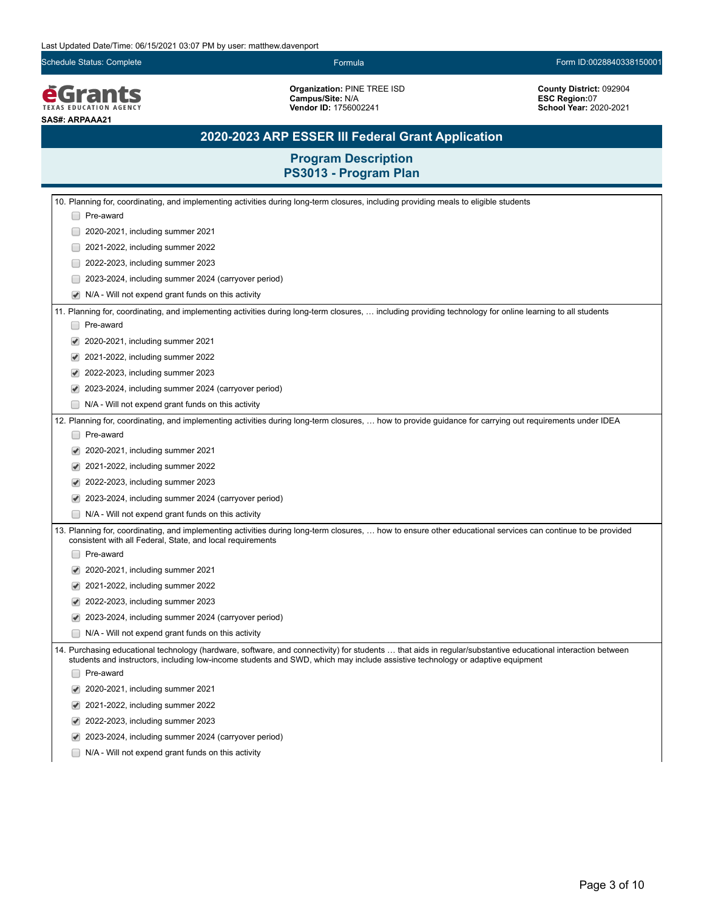Last Updated Date/Time: 06/15/2021 03:07 PM by user: matthew.davenport

Schedule Status: Complete | Formula | Form ID:0028840338150001

**Organization:** PINE TREE ISD
**Campus/Site:** N/A
**Vendor ID:** 1756002241

**County District:** 092904
**ESC Region:**07
**School Year:** 2020-2021

**SAS#: ARPAAA21**

## 2020-2023 ARP ESSER III Federal Grant Application

### Program Description
### PS3013 - Program Plan

10. Planning for, coordinating, and implementing activities during long-term closures, including providing meals to eligible students
- [ ] Pre-award
- [ ] 2020-2021, including summer 2021
- [ ] 2021-2022, including summer 2022
- [ ] 2022-2023, including summer 2023
- [ ] 2023-2024, including summer 2024 (carryover period)
- [x] N/A - Will not expend grant funds on this activity

11. Planning for, coordinating, and implementing activities during long-term closures, … including providing technology for online learning to all students
- [ ] Pre-award
- [x] 2020-2021, including summer 2021
- [x] 2021-2022, including summer 2022
- [x] 2022-2023, including summer 2023
- [x] 2023-2024, including summer 2024 (carryover period)
- [ ] N/A - Will not expend grant funds on this activity

12. Planning for, coordinating, and implementing activities during long-term closures, … how to provide guidance for carrying out requirements under IDEA
- [ ] Pre-award
- [x] 2020-2021, including summer 2021
- [x] 2021-2022, including summer 2022
- [x] 2022-2023, including summer 2023
- [x] 2023-2024, including summer 2024 (carryover period)
- [ ] N/A - Will not expend grant funds on this activity

13. Planning for, coordinating, and implementing activities during long-term closures, … how to ensure other educational services can continue to be provided consistent with all Federal, State, and local requirements
- [ ] Pre-award
- [x] 2020-2021, including summer 2021
- [x] 2021-2022, including summer 2022
- [x] 2022-2023, including summer 2023
- [x] 2023-2024, including summer 2024 (carryover period)
- [ ] N/A - Will not expend grant funds on this activity

14. Purchasing educational technology (hardware, software, and connectivity) for students … that aids in regular/substantive educational interaction between students and instructors, including low-income students and SWD, which may include assistive technology or adaptive equipment
- [ ] Pre-award
- [x] 2020-2021, including summer 2021
- [x] 2021-2022, including summer 2022
- [x] 2022-2023, including summer 2023
- [x] 2023-2024, including summer 2024 (carryover period)
- [ ] N/A - Will not expend grant funds on this activity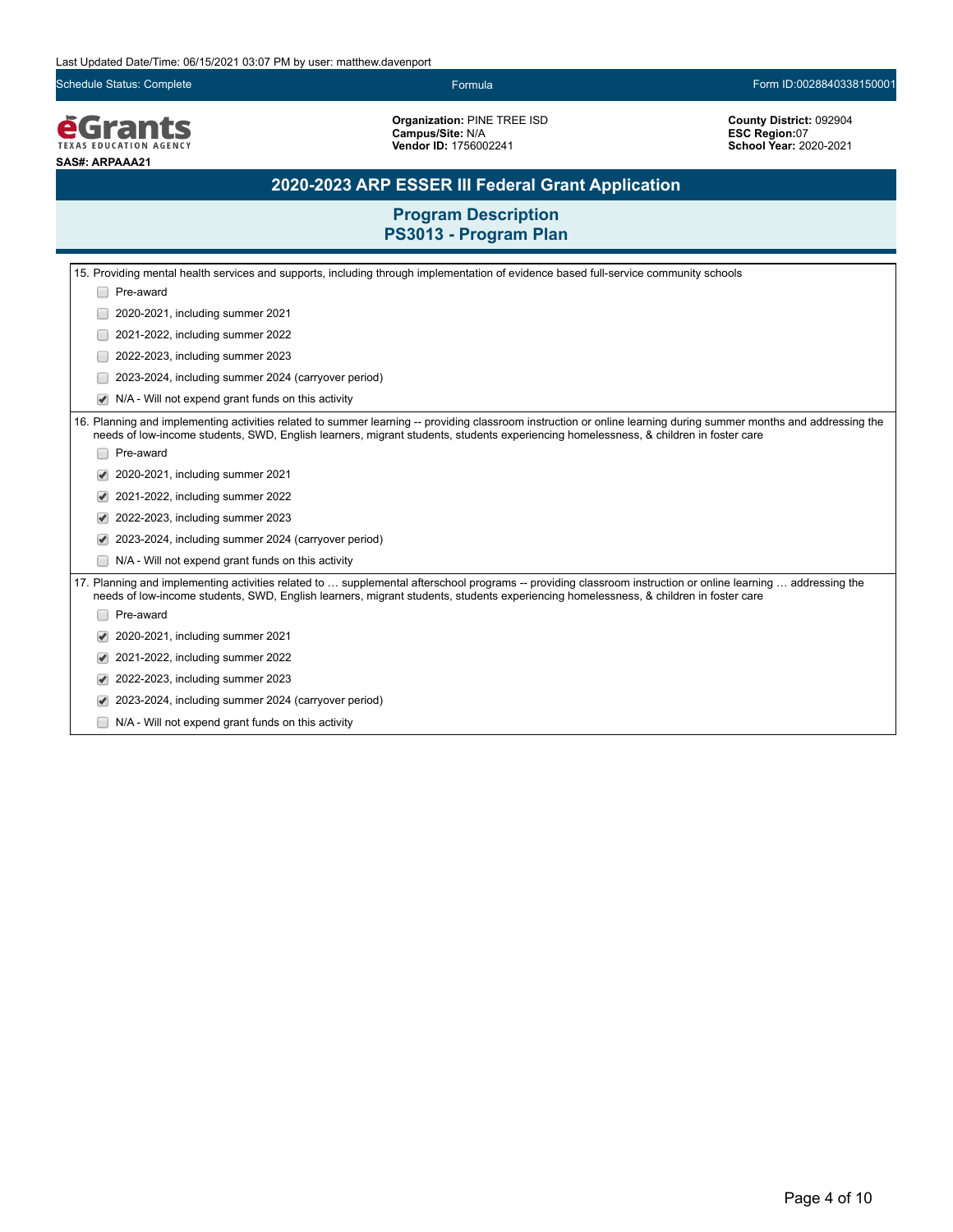Last Updated Date/Time: 06/15/2021 03:07 PM by user: matthew.davenport

Schedule Status: Complete | Formula | Form ID:0028840338150001

**eGrants** TEXAS EDUCATION AGENCY

**SAS#: ARPAAA21**

**Organization:** PINE TREE ISD
**Campus/Site:** N/A
**Vendor ID:** 1756002241

**County District:** 092904
**ESC Region:**07
**School Year:** 2020-2021

# 2020-2023 ARP ESSER III Federal Grant Application

## Program Description
## PS3013 - Program Plan

15. Providing mental health services and supports, including through implementation of evidence based full-service community schools

- [ ] Pre-award
- [ ] 2020-2021, including summer 2021
- [ ] 2021-2022, including summer 2022
- [ ] 2022-2023, including summer 2023
- [ ] 2023-2024, including summer 2024 (carryover period)
- [x] N/A - Will not expend grant funds on this activity

16. Planning and implementing activities related to summer learning -- providing classroom instruction or online learning during summer months and addressing the needs of low-income students, SWD, English learners, migrant students, students experiencing homelessness, & children in foster care

- [ ] Pre-award
- [x] 2020-2021, including summer 2021
- [x] 2021-2022, including summer 2022
- [x] 2022-2023, including summer 2023
- [x] 2023-2024, including summer 2024 (carryover period)
- [ ] N/A - Will not expend grant funds on this activity

17. Planning and implementing activities related to … supplemental afterschool programs -- providing classroom instruction or online learning … addressing the needs of low-income students, SWD, English learners, migrant students, students experiencing homelessness, & children in foster care

- [ ] Pre-award
- [x] 2020-2021, including summer 2021
- [x] 2021-2022, including summer 2022
- [x] 2022-2023, including summer 2023
- [x] 2023-2024, including summer 2024 (carryover period)
- [ ] N/A - Will not expend grant funds on this activity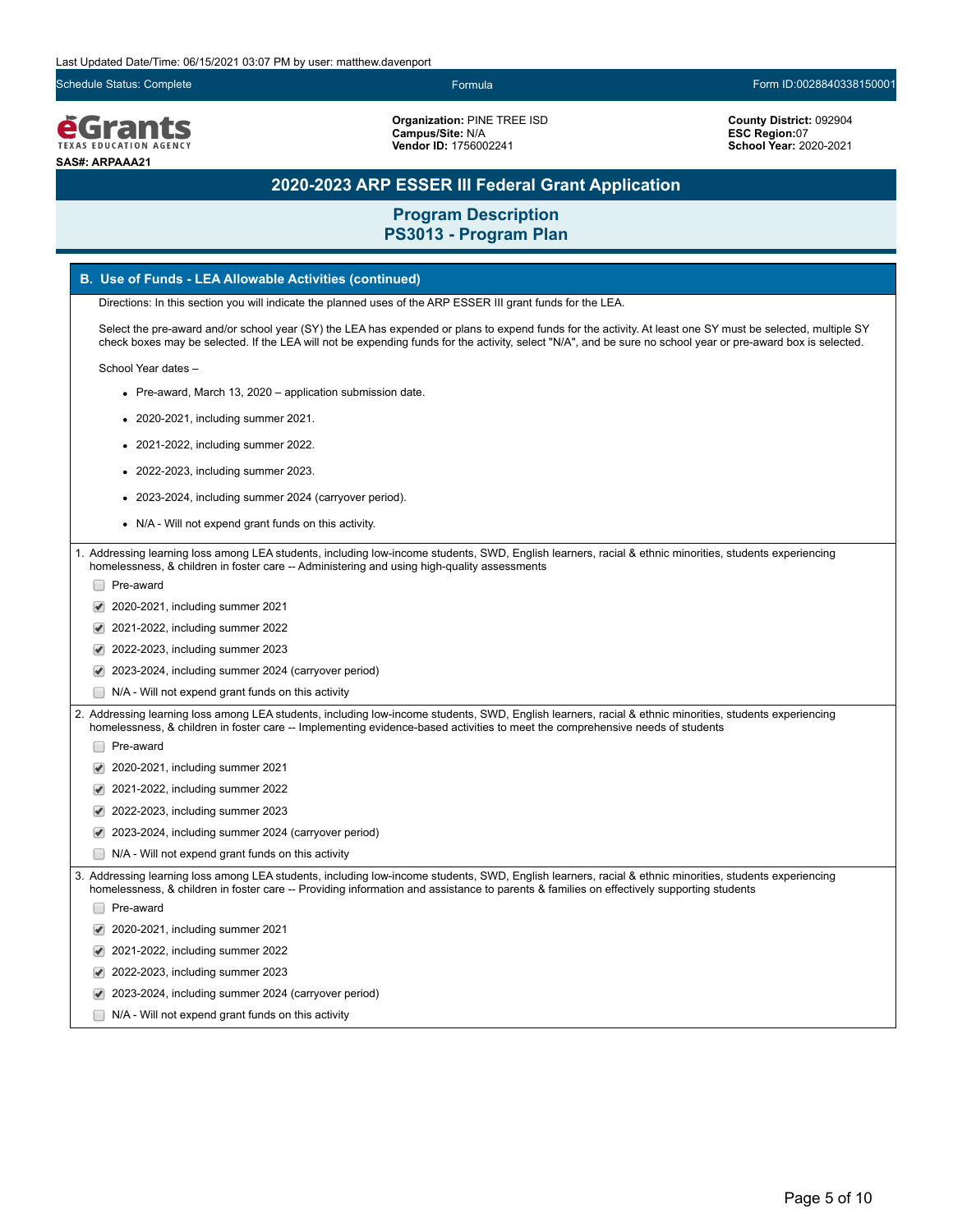Last Updated Date/Time: 06/15/2021 03:07 PM by user: matthew.davenport

Schedule Status: Complete | Formula | Form ID:0028840338150001

**eGrants** TEXAS EDUCATION AGENCY

**SAS#: ARPAAA21**

**Organization:** PINE TREE ISD
**Campus/Site:** N/A
**Vendor ID:** 1756002241

**County District:** 092904
**ESC Region:**07
**School Year:** 2020-2021

# 2020-2023 ARP ESSER III Federal Grant Application

## Program Description
## PS3013 - Program Plan

### B. Use of Funds - LEA Allowable Activities (continued)

Directions: In this section you will indicate the planned uses of the ARP ESSER III grant funds for the LEA.

Select the pre-award and/or school year (SY) the LEA has expended or plans to expend funds for the activity. At least one SY must be selected, multiple SY check boxes may be selected. If the LEA will not be expending funds for the activity, select "N/A", and be sure no school year or pre-award box is selected.

School Year dates –

- Pre-award, March 13, 2020 – application submission date.
- 2020-2021, including summer 2021.
- 2021-2022, including summer 2022.
- 2022-2023, including summer 2023.
- 2023-2024, including summer 2024 (carryover period).
- N/A - Will not expend grant funds on this activity.

1. Addressing learning loss among LEA students, including low-income students, SWD, English learners, racial & ethnic minorities, students experiencing homelessness, & children in foster care -- Administering and using high-quality assessments
   - [ ] Pre-award
   - [x] 2020-2021, including summer 2021
   - [x] 2021-2022, including summer 2022
   - [x] 2022-2023, including summer 2023
   - [x] 2023-2024, including summer 2024 (carryover period)
   - [ ] N/A - Will not expend grant funds on this activity

2. Addressing learning loss among LEA students, including low-income students, SWD, English learners, racial & ethnic minorities, students experiencing homelessness, & children in foster care -- Implementing evidence-based activities to meet the comprehensive needs of students
   - [ ] Pre-award
   - [x] 2020-2021, including summer 2021
   - [x] 2021-2022, including summer 2022
   - [x] 2022-2023, including summer 2023
   - [x] 2023-2024, including summer 2024 (carryover period)
   - [ ] N/A - Will not expend grant funds on this activity

3. Addressing learning loss among LEA students, including low-income students, SWD, English learners, racial & ethnic minorities, students experiencing homelessness, & children in foster care -- Providing information and assistance to parents & families on effectively supporting students
   - [ ] Pre-award
   - [x] 2020-2021, including summer 2021
   - [x] 2021-2022, including summer 2022
   - [x] 2022-2023, including summer 2023
   - [x] 2023-2024, including summer 2024 (carryover period)
   - [ ] N/A - Will not expend grant funds on this activity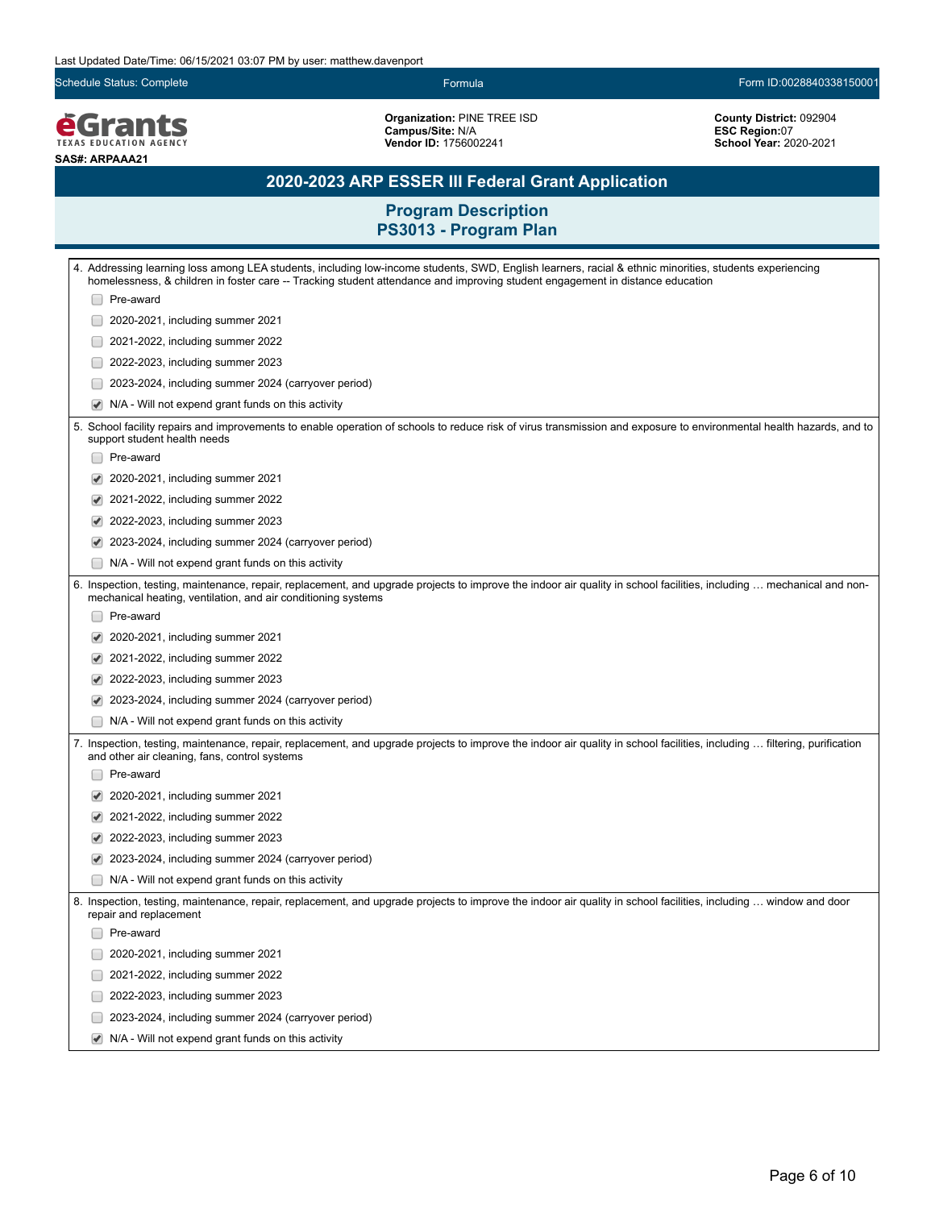Last Updated Date/Time: 06/15/2021 03:07 PM by user: matthew.davenport

Schedule Status: Complete | Formula | Form ID:0028840338150001

**Organization:** PINE TREE ISD
**Campus/Site:** N/A
**Vendor ID:** 1756002241

**County District:** 092904
**ESC Region:** 07
**School Year:** 2020-2021

SAS#: ARPAAA21

# 2020-2023 ARP ESSER III Federal Grant Application

## Program Description
## PS3013 - Program Plan

4. Addressing learning loss among LEA students, including low-income students, SWD, English learners, racial & ethnic minorities, students experiencing homelessness, & children in foster care -- Tracking student attendance and improving student engagement in distance education

- [ ] Pre-award
- [ ] 2020-2021, including summer 2021
- [ ] 2021-2022, including summer 2022
- [ ] 2022-2023, including summer 2023
- [ ] 2023-2024, including summer 2024 (carryover period)
- [x] N/A - Will not expend grant funds on this activity

5. School facility repairs and improvements to enable operation of schools to reduce risk of virus transmission and exposure to environmental health hazards, and to support student health needs

- [ ] Pre-award
- [x] 2020-2021, including summer 2021
- [x] 2021-2022, including summer 2022
- [x] 2022-2023, including summer 2023
- [x] 2023-2024, including summer 2024 (carryover period)
- [ ] N/A - Will not expend grant funds on this activity

6. Inspection, testing, maintenance, repair, replacement, and upgrade projects to improve the indoor air quality in school facilities, including … mechanical and non-mechanical heating, ventilation, and air conditioning systems

- [ ] Pre-award
- [x] 2020-2021, including summer 2021
- [x] 2021-2022, including summer 2022
- [x] 2022-2023, including summer 2023
- [x] 2023-2024, including summer 2024 (carryover period)
- [ ] N/A - Will not expend grant funds on this activity

7. Inspection, testing, maintenance, repair, replacement, and upgrade projects to improve the indoor air quality in school facilities, including … filtering, purification and other air cleaning, fans, control systems

- [ ] Pre-award
- [x] 2020-2021, including summer 2021
- [x] 2021-2022, including summer 2022
- [x] 2022-2023, including summer 2023
- [x] 2023-2024, including summer 2024 (carryover period)
- [ ] N/A - Will not expend grant funds on this activity

8. Inspection, testing, maintenance, repair, replacement, and upgrade projects to improve the indoor air quality in school facilities, including … window and door repair and replacement

- [ ] Pre-award
- [ ] 2020-2021, including summer 2021
- [ ] 2021-2022, including summer 2022
- [ ] 2022-2023, including summer 2023
- [ ] 2023-2024, including summer 2024 (carryover period)
- [x] N/A - Will not expend grant funds on this activity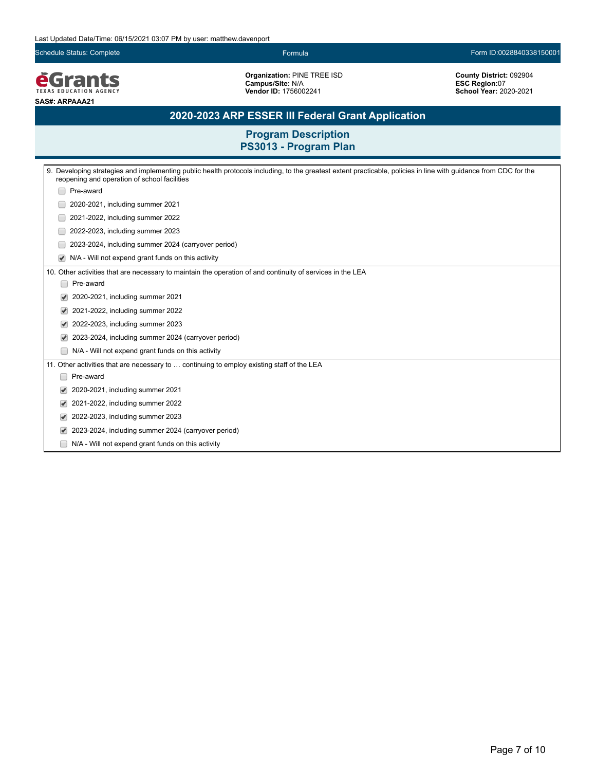Last Updated Date/Time: 06/15/2021 03:07 PM by user: matthew.davenport

Schedule Status: Complete | Formula | Form ID:0028840338150001

eGrants TEXAS EDUCATION AGENCY

**SAS#: ARPAAA21**

**Organization:** PINE TREE ISD
**Campus/Site:** N/A
**Vendor ID:** 1756002241

**County District:** 092904
**ESC Region:**07
**School Year:** 2020-2021

# 2020-2023 ARP ESSER III Federal Grant Application

## Program Description
## PS3013 - Program Plan

9. Developing strategies and implementing public health protocols including, to the greatest extent practicable, policies in line with guidance from CDC for the reopening and operation of school facilities

- [ ] Pre-award
- [ ] 2020-2021, including summer 2021
- [ ] 2021-2022, including summer 2022
- [ ] 2022-2023, including summer 2023
- [ ] 2023-2024, including summer 2024 (carryover period)
- [x] N/A - Will not expend grant funds on this activity

10. Other activities that are necessary to maintain the operation of and continuity of services in the LEA

- [ ] Pre-award
- [x] 2020-2021, including summer 2021
- [x] 2021-2022, including summer 2022
- [x] 2022-2023, including summer 2023
- [x] 2023-2024, including summer 2024 (carryover period)
- [ ] N/A - Will not expend grant funds on this activity

11. Other activities that are necessary to … continuing to employ existing staff of the LEA

- [ ] Pre-award
- [x] 2020-2021, including summer 2021
- [x] 2021-2022, including summer 2022
- [x] 2022-2023, including summer 2023
- [x] 2023-2024, including summer 2024 (carryover period)
- [ ] N/A - Will not expend grant funds on this activity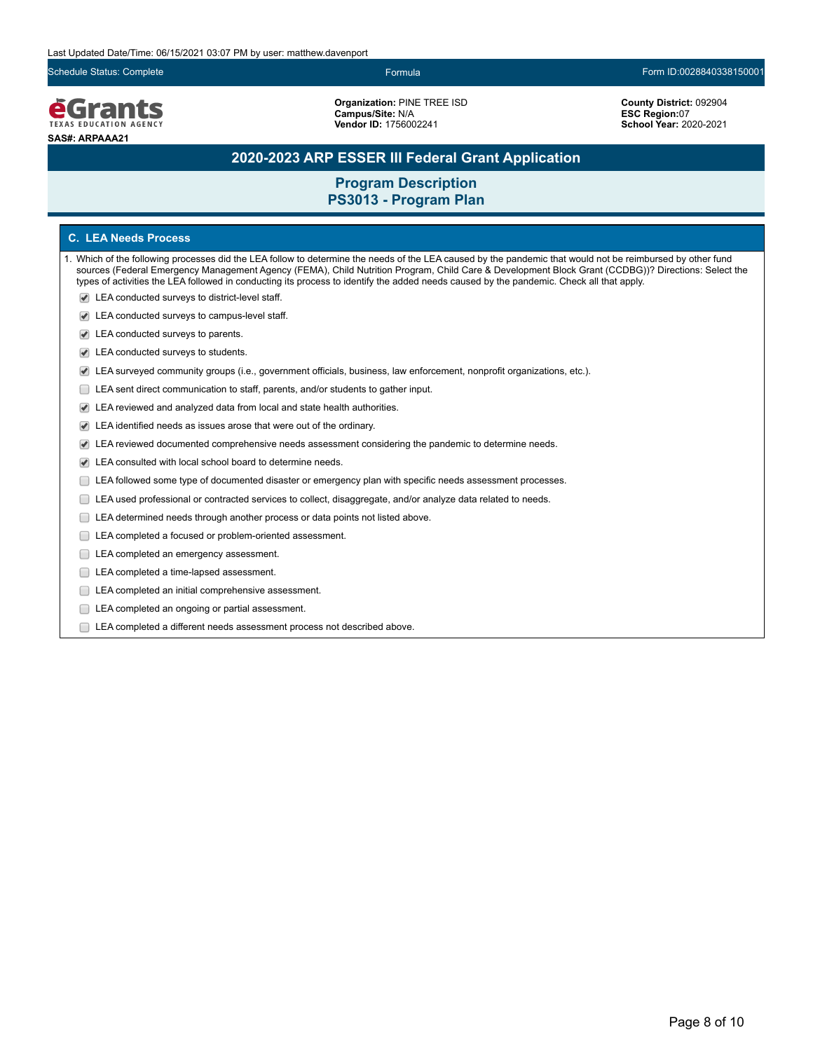Last Updated Date/Time: 06/15/2021 03:07 PM by user: matthew.davenport

Schedule Status: Complete | Formula | Form ID:0028840338150001

**Organization:** PINE TREE ISD
**Campus/Site:** N/A
**Vendor ID:** 1756002241

**County District:** 092904
**ESC Region:**07
**School Year:** 2020-2021

**SAS#: ARPAAA21**

# 2020-2023 ARP ESSER III Federal Grant Application

## Program Description
## PS3013 - Program Plan

### C. LEA Needs Process

1. Which of the following processes did the LEA follow to determine the needs of the LEA caused by the pandemic that would not be reimbursed by other fund sources (Federal Emergency Management Agency (FEMA), Child Nutrition Program, Child Care & Development Block Grant (CCDBG))? Directions: Select the types of activities the LEA followed in conducting its process to identify the added needs caused by the pandemic. Check all that apply.

- [x] LEA conducted surveys to district-level staff.
- [x] LEA conducted surveys to campus-level staff.
- [x] LEA conducted surveys to parents.
- [x] LEA conducted surveys to students.
- [x] LEA surveyed community groups (i.e., government officials, business, law enforcement, nonprofit organizations, etc.).
- [ ] LEA sent direct communication to staff, parents, and/or students to gather input.
- [x] LEA reviewed and analyzed data from local and state health authorities.
- [x] LEA identified needs as issues arose that were out of the ordinary.
- [x] LEA reviewed documented comprehensive needs assessment considering the pandemic to determine needs.
- [x] LEA consulted with local school board to determine needs.
- [ ] LEA followed some type of documented disaster or emergency plan with specific needs assessment processes.
- [ ] LEA used professional or contracted services to collect, disaggregate, and/or analyze data related to needs.
- [ ] LEA determined needs through another process or data points not listed above.
- [ ] LEA completed a focused or problem-oriented assessment.
- [ ] LEA completed an emergency assessment.
- [ ] LEA completed a time-lapsed assessment.
- [ ] LEA completed an initial comprehensive assessment.
- [ ] LEA completed an ongoing or partial assessment.
- [ ] LEA completed a different needs assessment process not described above.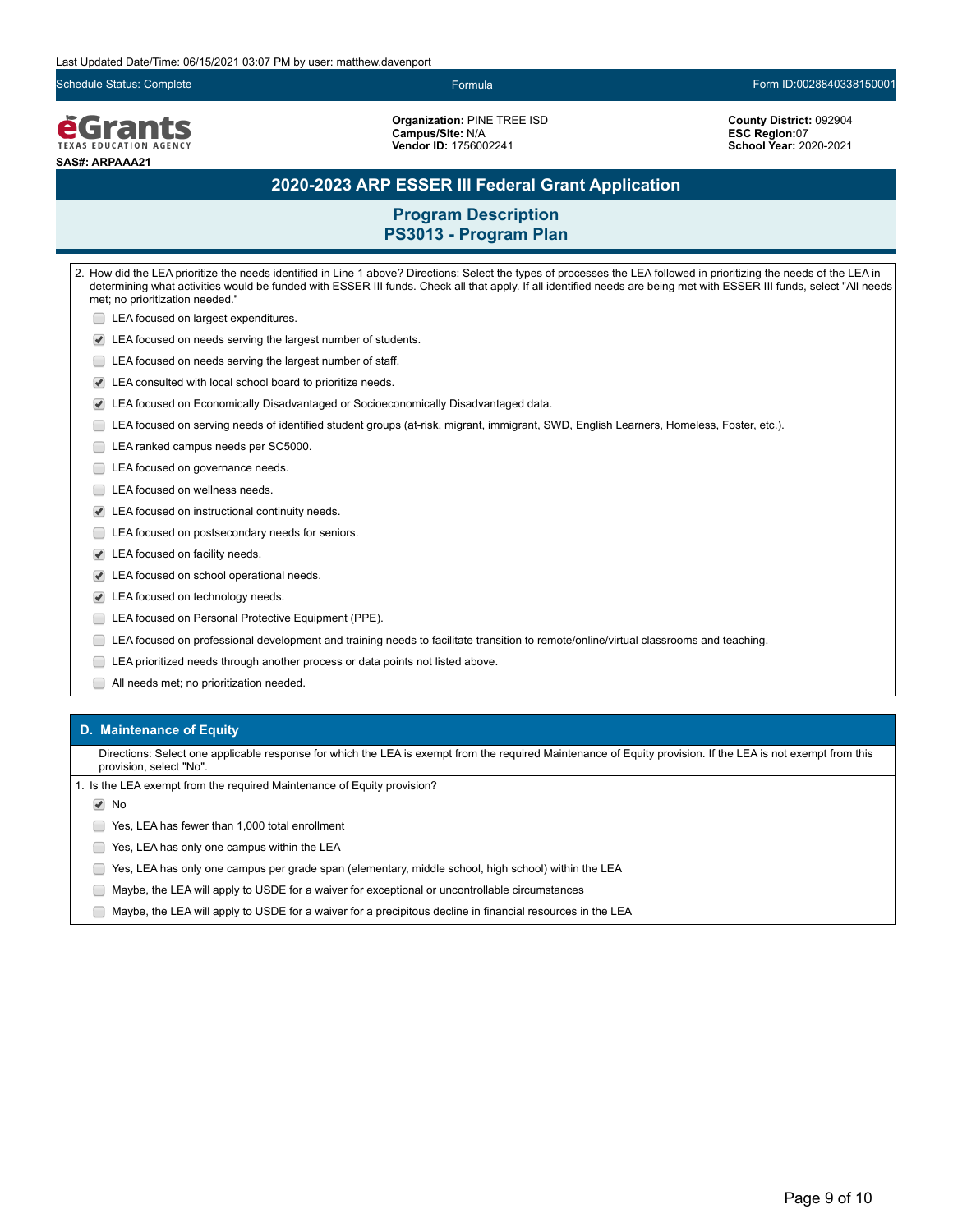Last Updated Date/Time: 06/15/2021 03:07 PM by user: matthew.davenport

Schedule Status: Complete | Formula | Form ID:0028840338150001

**eGrants** TEXAS EDUCATION AGENCY

**SAS#: ARPAAA21**

**Organization:** PINE TREE ISD
**Campus/Site:** N/A
**Vendor ID:** 1756002241

**County District:** 092904
**ESC Region:**07
**School Year:** 2020-2021

# 2020-2023 ARP ESSER III Federal Grant Application

## Program Description
## PS3013 - Program Plan

2. How did the LEA prioritize the needs identified in Line 1 above? Directions: Select the types of processes the LEA followed in prioritizing the needs of the LEA in determining what activities would be funded with ESSER III funds. Check all that apply. If all identified needs are being met with ESSER III funds, select "All needs met; no prioritization needed."

- [ ] LEA focused on largest expenditures.
- [x] LEA focused on needs serving the largest number of students.
- [ ] LEA focused on needs serving the largest number of staff.
- [x] LEA consulted with local school board to prioritize needs.
- [x] LEA focused on Economically Disadvantaged or Socioeconomically Disadvantaged data.
- [ ] LEA focused on serving needs of identified student groups (at-risk, migrant, immigrant, SWD, English Learners, Homeless, Foster, etc.).
- [ ] LEA ranked campus needs per SC5000.
- [ ] LEA focused on governance needs.
- [ ] LEA focused on wellness needs.
- [x] LEA focused on instructional continuity needs.
- [ ] LEA focused on postsecondary needs for seniors.
- [x] LEA focused on facility needs.
- [x] LEA focused on school operational needs.
- [x] LEA focused on technology needs.
- [ ] LEA focused on Personal Protective Equipment (PPE).
- [ ] LEA focused on professional development and training needs to facilitate transition to remote/online/virtual classrooms and teaching.
- [ ] LEA prioritized needs through another process or data points not listed above.
- [ ] All needs met; no prioritization needed.

### D. Maintenance of Equity

Directions: Select one applicable response for which the LEA is exempt from the required Maintenance of Equity provision. If the LEA is not exempt from this provision, select "No".

1. Is the LEA exempt from the required Maintenance of Equity provision?

- [x] No
- [ ] Yes, LEA has fewer than 1,000 total enrollment
- [ ] Yes, LEA has only one campus within the LEA
- [ ] Yes, LEA has only one campus per grade span (elementary, middle school, high school) within the LEA
- [ ] Maybe, the LEA will apply to USDE for a waiver for exceptional or uncontrollable circumstances
- [ ] Maybe, the LEA will apply to USDE for a waiver for a precipitous decline in financial resources in the LEA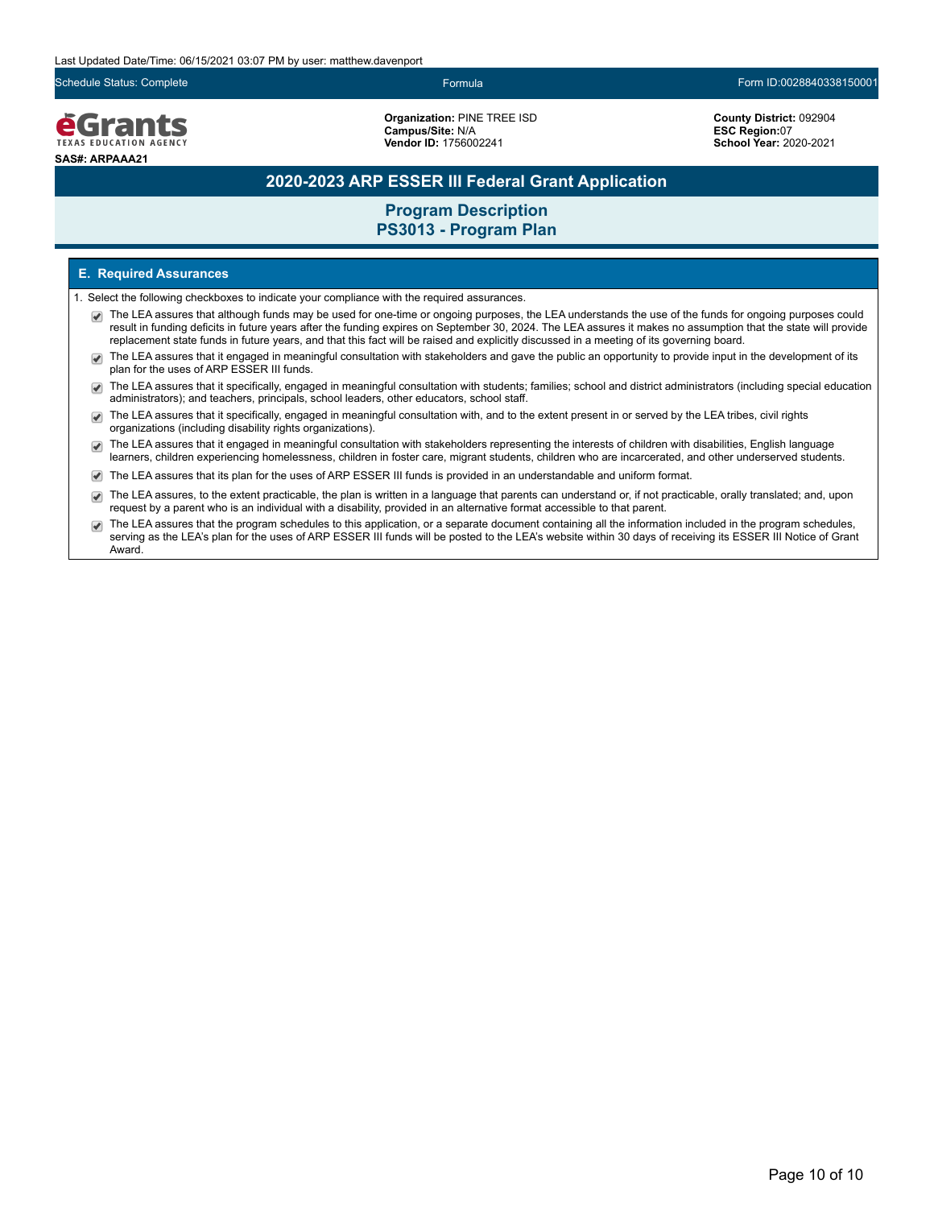Last Updated Date/Time: 06/15/2021 03:07 PM by user: matthew.davenport

Schedule Status: Complete | Formula | Form ID:0028840338150001

eGrants TEXAS EDUCATION AGENCY

SAS#: ARPAAA21

**Organization:** PINE TREE ISD
**Campus/Site:** N/A
**Vendor ID:** 1756002241

**County District:** 092904
**ESC Region:**07
**School Year:** 2020-2021

# 2020-2023 ARP ESSER III Federal Grant Application

## Program Description
## PS3013 - Program Plan

### E. Required Assurances

1. Select the following checkboxes to indicate your compliance with the required assurances.

- [x] The LEA assures that although funds may be used for one-time or ongoing purposes, the LEA understands the use of the funds for ongoing purposes could result in funding deficits in future years after the funding expires on September 30, 2024. The LEA assures it makes no assumption that the state will provide replacement state funds in future years, and that this fact will be raised and explicitly discussed in a meeting of its governing board.
- [x] The LEA assures that it engaged in meaningful consultation with stakeholders and gave the public an opportunity to provide input in the development of its plan for the uses of ARP ESSER III funds.
- [x] The LEA assures that it specifically, engaged in meaningful consultation with students; families; school and district administrators (including special education administrators); and teachers, principals, school leaders, other educators, school staff.
- [x] The LEA assures that it specifically, engaged in meaningful consultation with, and to the extent present in or served by the LEA tribes, civil rights organizations (including disability rights organizations).
- [x] The LEA assures that it engaged in meaningful consultation with stakeholders representing the interests of children with disabilities, English language learners, children experiencing homelessness, children in foster care, migrant students, children who are incarcerated, and other underserved students.
- [x] The LEA assures that its plan for the uses of ARP ESSER III funds is provided in an understandable and uniform format.
- [x] The LEA assures, to the extent practicable, the plan is written in a language that parents can understand or, if not practicable, orally translated; and, upon request by a parent who is an individual with a disability, provided in an alternative format accessible to that parent.
- [x] The LEA assures that the program schedules to this application, or a separate document containing all the information included in the program schedules, serving as the LEA's plan for the uses of ARP ESSER III funds will be posted to the LEA's website within 30 days of receiving its ESSER III Notice of Grant Award.